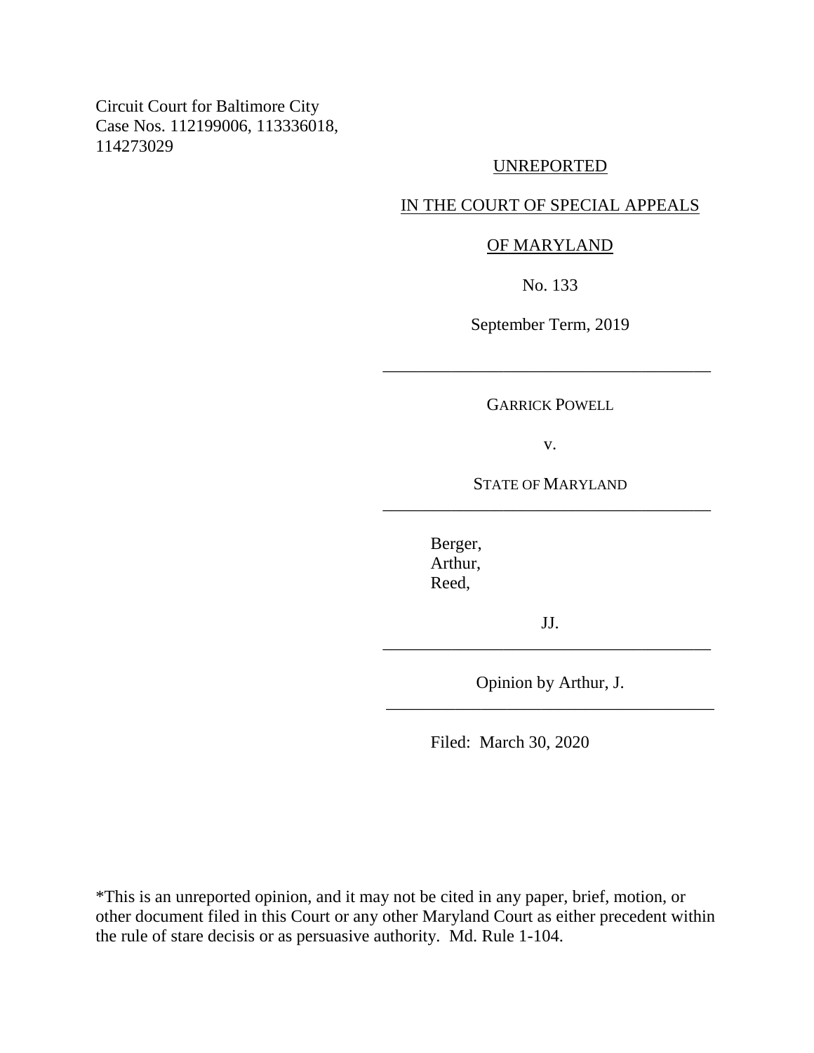Circuit Court for Baltimore City
Case Nos. 112199006, 113336018,
114273029

UNREPORTED

IN THE COURT OF SPECIAL APPEALS

OF MARYLAND

No. 133

September Term, 2019

---

GARRICK POWELL

v.

STATE OF MARYLAND

---

Berger,
Arthur,
Reed,

JJ.

---

Opinion by Arthur, J.

---

Filed: March 30, 2020

*This is an unreported opinion, and it may not be cited in any paper, brief, motion, or other document filed in this Court or any other Maryland Court as either precedent within the rule of stare decisis or as persuasive authority. Md. Rule 1-104.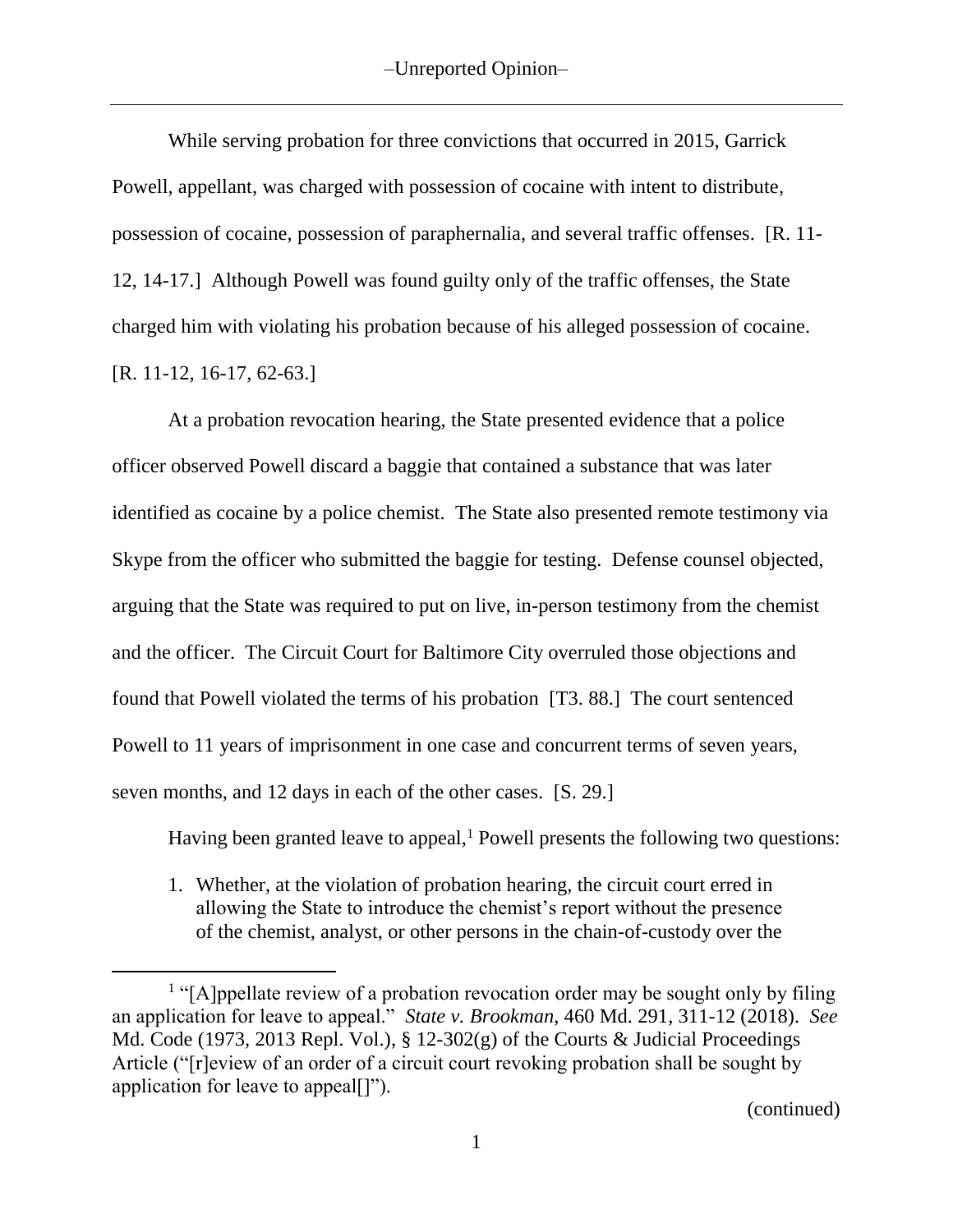While serving probation for three convictions that occurred in 2015, Garrick Powell, appellant, was charged with possession of cocaine with intent to distribute, possession of cocaine, possession of paraphernalia, and several traffic offenses. [R. 11-12, 14-17.] Although Powell was found guilty only of the traffic offenses, the State charged him with violating his probation because of his alleged possession of cocaine. [R. 11-12, 16-17, 62-63.]

At a probation revocation hearing, the State presented evidence that a police officer observed Powell discard a baggie that contained a substance that was later identified as cocaine by a police chemist. The State also presented remote testimony via Skype from the officer who submitted the baggie for testing. Defense counsel objected, arguing that the State was required to put on live, in-person testimony from the chemist and the officer. The Circuit Court for Baltimore City overruled those objections and found that Powell violated the terms of his probation [T3. 88.] The court sentenced Powell to 11 years of imprisonment in one case and concurrent terms of seven years, seven months, and 12 days in each of the other cases. [S. 29.]

Having been granted leave to appeal,[1] Powell presents the following two questions:

1. Whether, at the violation of probation hearing, the circuit court erred in allowing the State to introduce the chemist's report without the presence of the chemist, analyst, or other persons in the chain-of-custody over the

[1] "[A]ppellate review of a probation revocation order may be sought only by filing an application for leave to appeal." *State v. Brookman*, 460 Md. 291, 311-12 (2018). *See* Md. Code (1973, 2013 Repl. Vol.), § 12-302(g) of the Courts & Judicial Proceedings Article ("[r]eview of an order of a circuit court revoking probation shall be sought by application for leave to appeal[]").

(continued)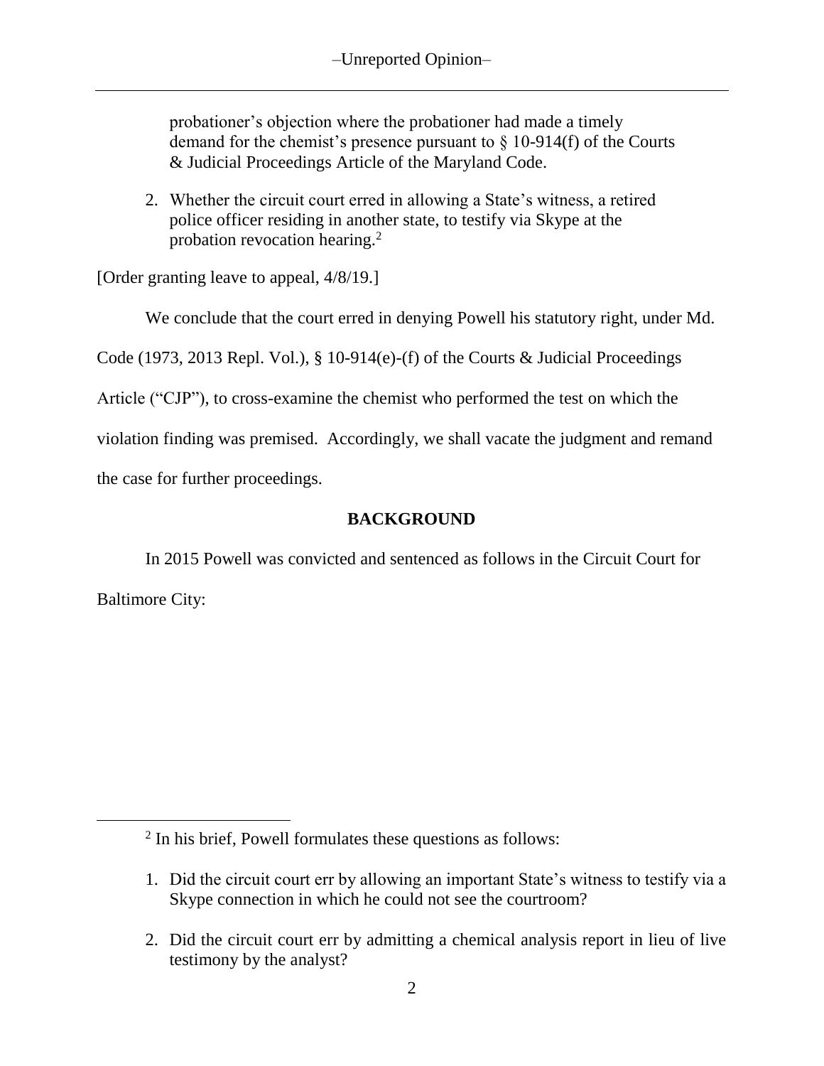probationer's objection where the probationer had made a timely demand for the chemist's presence pursuant to § 10-914(f) of the Courts & Judicial Proceedings Article of the Maryland Code.

2. Whether the circuit court erred in allowing a State's witness, a retired police officer residing in another state, to testify via Skype at the probation revocation hearing.[2]

[Order granting leave to appeal, 4/8/19.]

We conclude that the court erred in denying Powell his statutory right, under Md. Code (1973, 2013 Repl. Vol.), § 10-914(e)-(f) of the Courts & Judicial Proceedings Article ("CJP"), to cross-examine the chemist who performed the test on which the violation finding was premised. Accordingly, we shall vacate the judgment and remand the case for further proceedings.

## BACKGROUND

In 2015 Powell was convicted and sentenced as follows in the Circuit Court for Baltimore City:

---

[2] In his brief, Powell formulates these questions as follows:

1. Did the circuit court err by allowing an important State's witness to testify via a Skype connection in which he could not see the courtroom?

2. Did the circuit court err by admitting a chemical analysis report in lieu of live testimony by the analyst?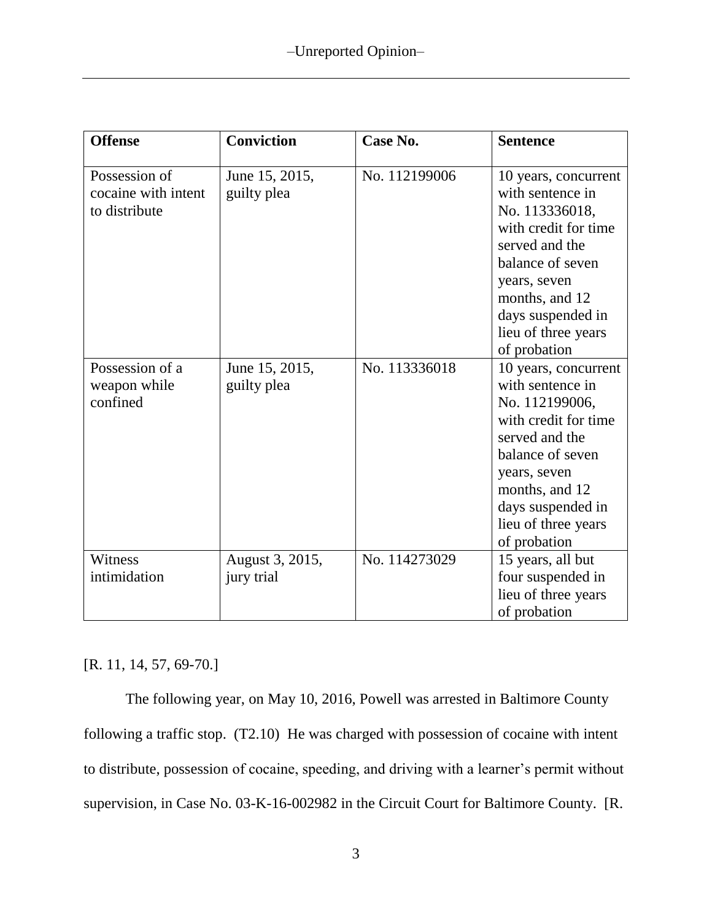| Offense | Conviction | Case No. | Sentence |
|---|---|---|---|
| Possession of cocaine with intent to distribute | June 15, 2015, guilty plea | No. 112199006 | 10 years, concurrent with sentence in No. 113336018, with credit for time served and the balance of seven years, seven months, and 12 days suspended in lieu of three years of probation |
| Possession of a weapon while confined | June 15, 2015, guilty plea | No. 113336018 | 10 years, concurrent with sentence in No. 112199006, with credit for time served and the balance of seven years, seven months, and 12 days suspended in lieu of three years of probation |
| Witness intimidation | August 3, 2015, jury trial | No. 114273029 | 15 years, all but four suspended in lieu of three years of probation |

[R. 11, 14, 57, 69-70.]

The following year, on May 10, 2016, Powell was arrested in Baltimore County following a traffic stop. (T2.10) He was charged with possession of cocaine with intent to distribute, possession of cocaine, speeding, and driving with a learner's permit without supervision, in Case No. 03-K-16-002982 in the Circuit Court for Baltimore County. [R.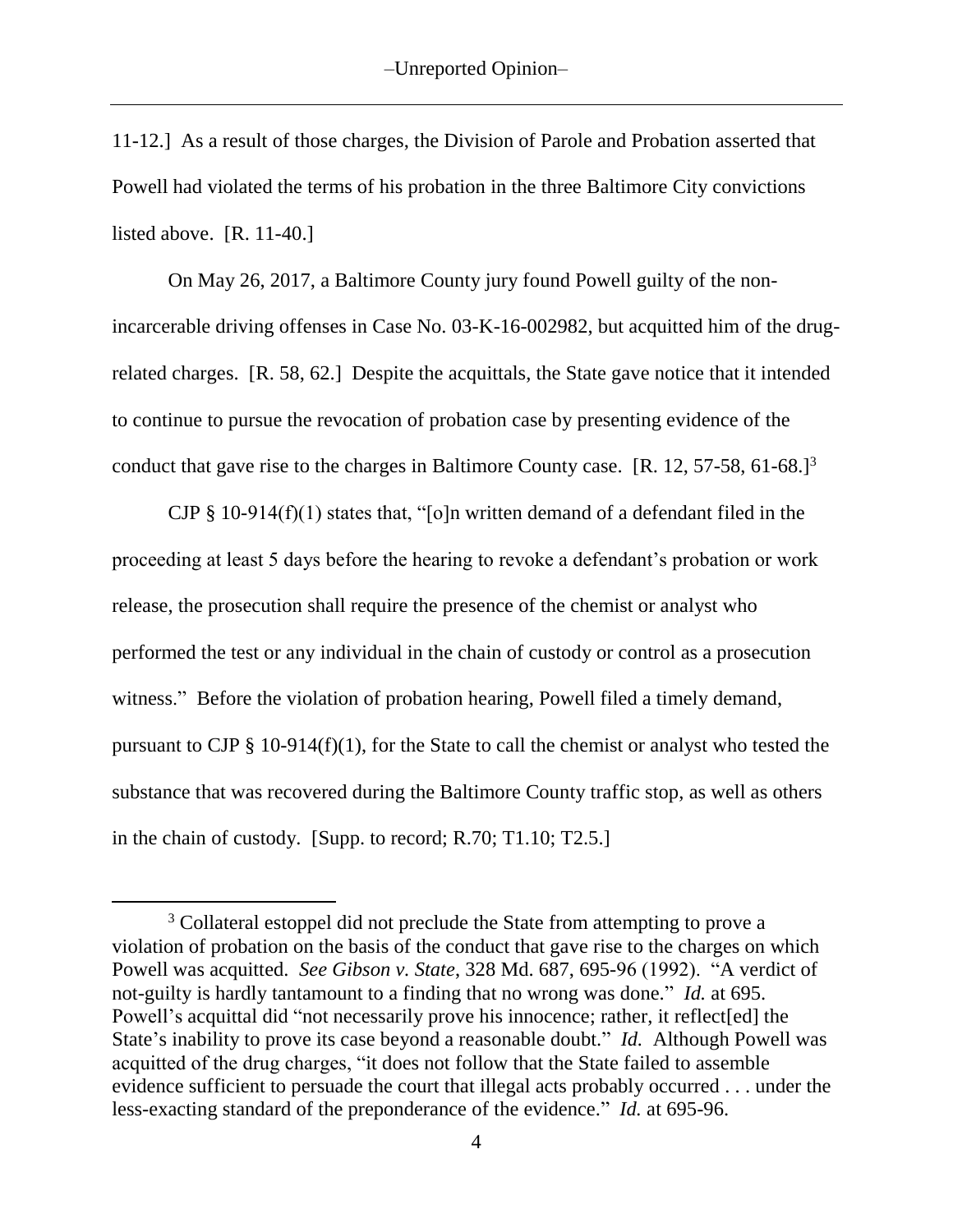11-12.] As a result of those charges, the Division of Parole and Probation asserted that Powell had violated the terms of his probation in the three Baltimore City convictions listed above. [R. 11-40.]

On May 26, 2017, a Baltimore County jury found Powell guilty of the non-incarcerable driving offenses in Case No. 03-K-16-002982, but acquitted him of the drug-related charges. [R. 58, 62.] Despite the acquittals, the State gave notice that it intended to continue to pursue the revocation of probation case by presenting evidence of the conduct that gave rise to the charges in Baltimore County case. [R. 12, 57-58, 61-68.][3]

CJP § 10-914(f)(1) states that, "[o]n written demand of a defendant filed in the proceeding at least 5 days before the hearing to revoke a defendant's probation or work release, the prosecution shall require the presence of the chemist or analyst who performed the test or any individual in the chain of custody or control as a prosecution witness." Before the violation of probation hearing, Powell filed a timely demand, pursuant to CJP § 10-914(f)(1), for the State to call the chemist or analyst who tested the substance that was recovered during the Baltimore County traffic stop, as well as others in the chain of custody. [Supp. to record; R.70; T1.10; T2.5.]

---

[3] Collateral estoppel did not preclude the State from attempting to prove a violation of probation on the basis of the conduct that gave rise to the charges on which Powell was acquitted. *See Gibson v. State*, 328 Md. 687, 695-96 (1992). "A verdict of not-guilty is hardly tantamount to a finding that no wrong was done." *Id.* at 695. Powell's acquittal did "not necessarily prove his innocence; rather, it reflect[ed] the State's inability to prove its case beyond a reasonable doubt." *Id.* Although Powell was acquitted of the drug charges, "it does not follow that the State failed to assemble evidence sufficient to persuade the court that illegal acts probably occurred . . . under the less-exacting standard of the preponderance of the evidence." *Id.* at 695-96.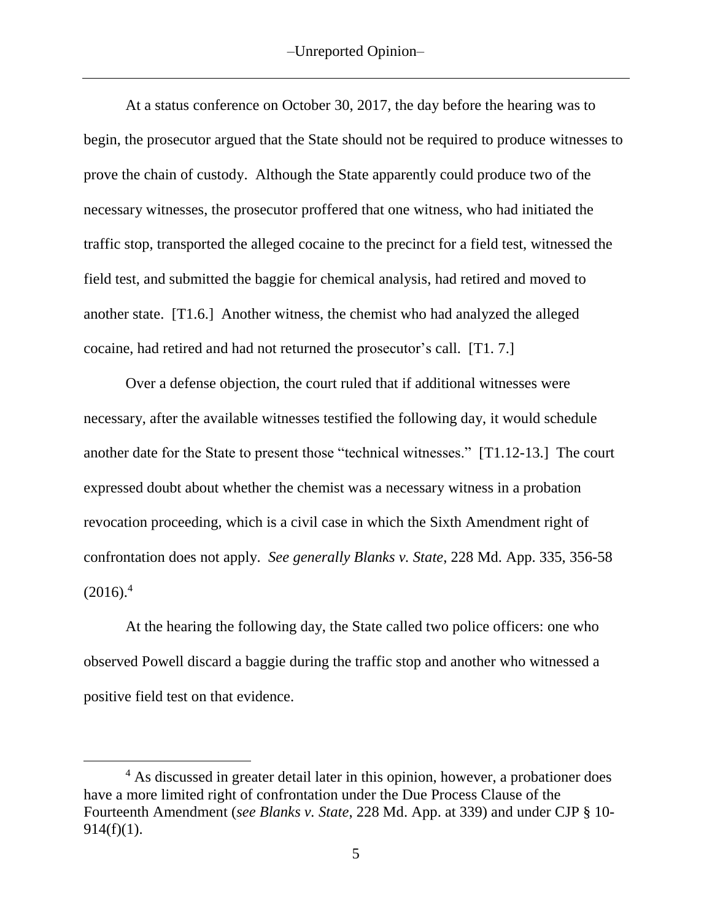At a status conference on October 30, 2017, the day before the hearing was to begin, the prosecutor argued that the State should not be required to produce witnesses to prove the chain of custody. Although the State apparently could produce two of the necessary witnesses, the prosecutor proffered that one witness, who had initiated the traffic stop, transported the alleged cocaine to the precinct for a field test, witnessed the field test, and submitted the baggie for chemical analysis, had retired and moved to another state. [T1.6.] Another witness, the chemist who had analyzed the alleged cocaine, had retired and had not returned the prosecutor's call. [T1. 7.]

Over a defense objection, the court ruled that if additional witnesses were necessary, after the available witnesses testified the following day, it would schedule another date for the State to present those "technical witnesses." [T1.12-13.] The court expressed doubt about whether the chemist was a necessary witness in a probation revocation proceeding, which is a civil case in which the Sixth Amendment right of confrontation does not apply. *See generally Blanks v. State*, 228 Md. App. 335, 356-58 (2016).[4]

At the hearing the following day, the State called two police officers: one who observed Powell discard a baggie during the traffic stop and another who witnessed a positive field test on that evidence.

---

[4] As discussed in greater detail later in this opinion, however, a probationer does have a more limited right of confrontation under the Due Process Clause of the Fourteenth Amendment (*see Blanks v. State*, 228 Md. App. at 339) and under CJP § 10-914(f)(1).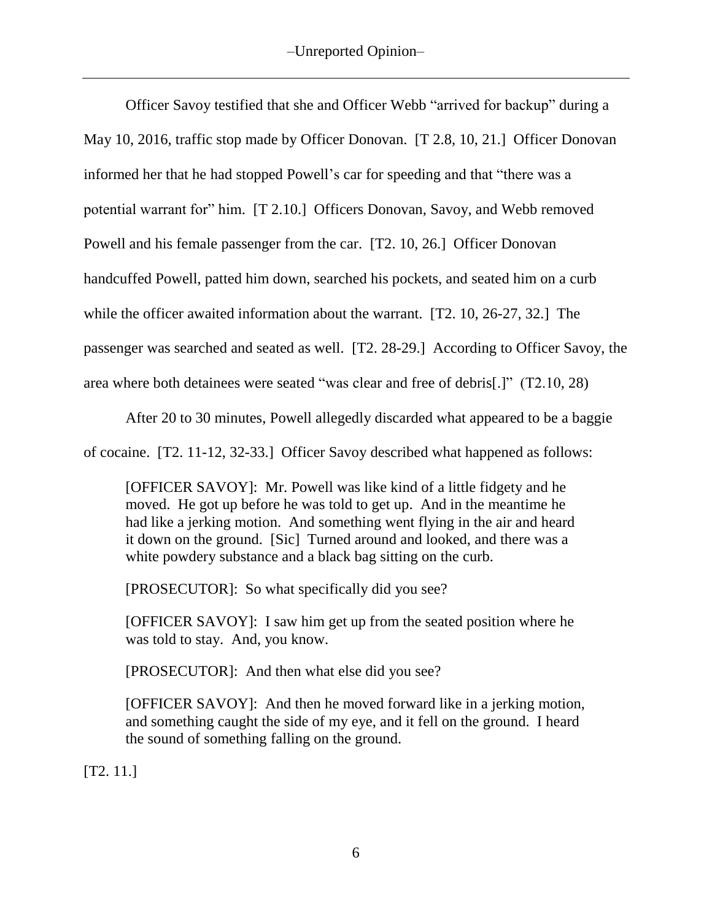Officer Savoy testified that she and Officer Webb "arrived for backup" during a May 10, 2016, traffic stop made by Officer Donovan. [T 2.8, 10, 21.] Officer Donovan informed her that he had stopped Powell's car for speeding and that "there was a potential warrant for" him. [T 2.10.] Officers Donovan, Savoy, and Webb removed Powell and his female passenger from the car. [T2. 10, 26.] Officer Donovan handcuffed Powell, patted him down, searched his pockets, and seated him on a curb while the officer awaited information about the warrant. [T2. 10, 26-27, 32.] The passenger was searched and seated as well. [T2. 28-29.] According to Officer Savoy, the area where both detainees were seated "was clear and free of debris[.]" (T2.10, 28)

After 20 to 30 minutes, Powell allegedly discarded what appeared to be a baggie of cocaine. [T2. 11-12, 32-33.] Officer Savoy described what happened as follows:

> [OFFICER SAVOY]: Mr. Powell was like kind of a little fidgety and he moved. He got up before he was told to get up. And in the meantime he had like a jerking motion. And something went flying in the air and heard it down on the ground. [Sic] Turned around and looked, and there was a white powdery substance and a black bag sitting on the curb.
>
> [PROSECUTOR]: So what specifically did you see?
>
> [OFFICER SAVOY]: I saw him get up from the seated position where he was told to stay. And, you know.
>
> [PROSECUTOR]: And then what else did you see?
>
> [OFFICER SAVOY]: And then he moved forward like in a jerking motion, and something caught the side of my eye, and it fell on the ground. I heard the sound of something falling on the ground.

[T2. 11.]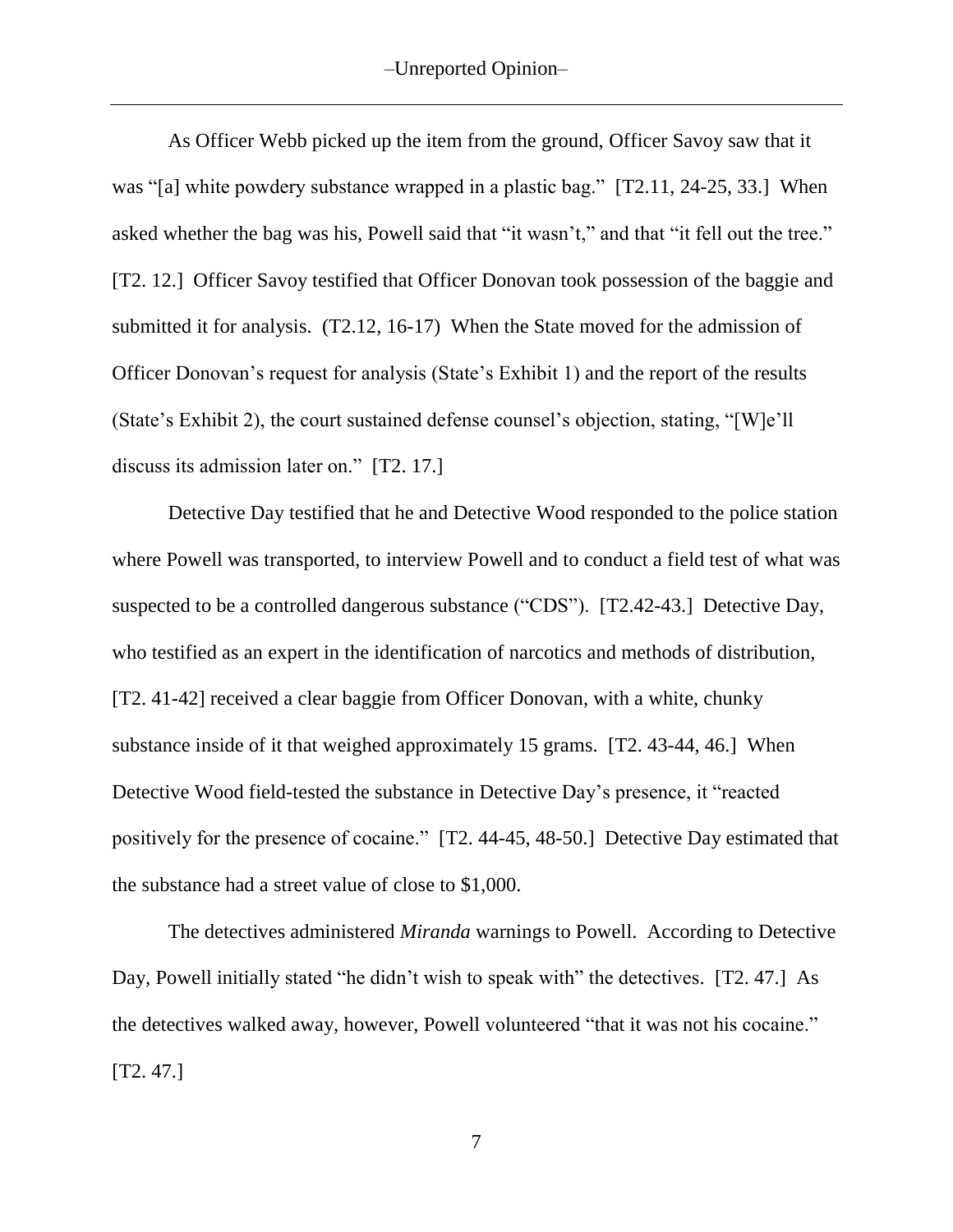As Officer Webb picked up the item from the ground, Officer Savoy saw that it was "[a] white powdery substance wrapped in a plastic bag." [T2.11, 24-25, 33.] When asked whether the bag was his, Powell said that "it wasn't," and that "it fell out the tree." [T2. 12.] Officer Savoy testified that Officer Donovan took possession of the baggie and submitted it for analysis. (T2.12, 16-17) When the State moved for the admission of Officer Donovan's request for analysis (State's Exhibit 1) and the report of the results (State's Exhibit 2), the court sustained defense counsel's objection, stating, "[W]e'll discuss its admission later on." [T2. 17.]

Detective Day testified that he and Detective Wood responded to the police station where Powell was transported, to interview Powell and to conduct a field test of what was suspected to be a controlled dangerous substance ("CDS"). [T2.42-43.] Detective Day, who testified as an expert in the identification of narcotics and methods of distribution, [T2. 41-42] received a clear baggie from Officer Donovan, with a white, chunky substance inside of it that weighed approximately 15 grams. [T2. 43-44, 46.] When Detective Wood field-tested the substance in Detective Day's presence, it "reacted positively for the presence of cocaine." [T2. 44-45, 48-50.] Detective Day estimated that the substance had a street value of close to $1,000.

The detectives administered *Miranda* warnings to Powell. According to Detective Day, Powell initially stated "he didn't wish to speak with" the detectives. [T2. 47.] As the detectives walked away, however, Powell volunteered "that it was not his cocaine." [T2. 47.]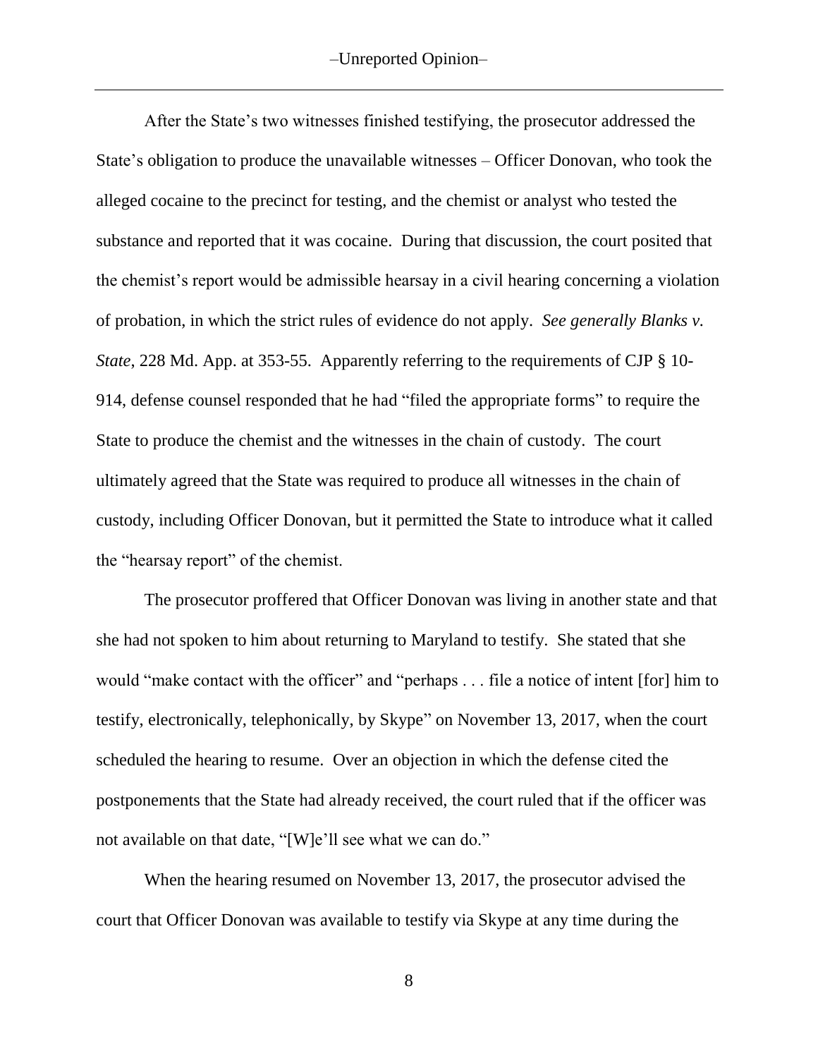After the State's two witnesses finished testifying, the prosecutor addressed the State's obligation to produce the unavailable witnesses – Officer Donovan, who took the alleged cocaine to the precinct for testing, and the chemist or analyst who tested the substance and reported that it was cocaine. During that discussion, the court posited that the chemist's report would be admissible hearsay in a civil hearing concerning a violation of probation, in which the strict rules of evidence do not apply. *See generally Blanks v. State*, 228 Md. App. at 353-55. Apparently referring to the requirements of CJP § 10-914, defense counsel responded that he had "filed the appropriate forms" to require the State to produce the chemist and the witnesses in the chain of custody. The court ultimately agreed that the State was required to produce all witnesses in the chain of custody, including Officer Donovan, but it permitted the State to introduce what it called the "hearsay report" of the chemist.

The prosecutor proffered that Officer Donovan was living in another state and that she had not spoken to him about returning to Maryland to testify. She stated that she would "make contact with the officer" and "perhaps . . . file a notice of intent [for] him to testify, electronically, telephonically, by Skype" on November 13, 2017, when the court scheduled the hearing to resume. Over an objection in which the defense cited the postponements that the State had already received, the court ruled that if the officer was not available on that date, "[W]e'll see what we can do."

When the hearing resumed on November 13, 2017, the prosecutor advised the court that Officer Donovan was available to testify via Skype at any time during the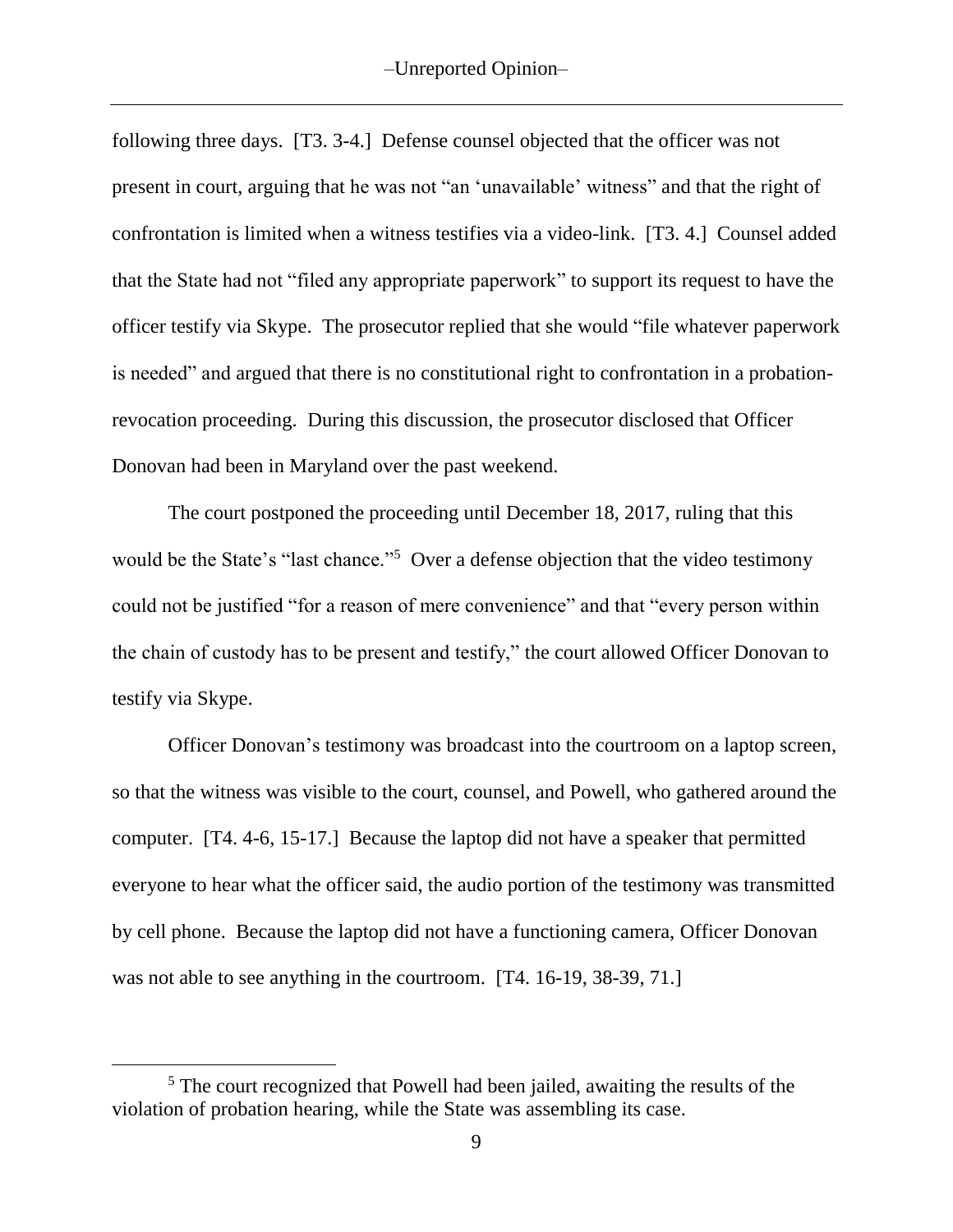following three days. [T3. 3-4.] Defense counsel objected that the officer was not present in court, arguing that he was not "an 'unavailable' witness" and that the right of confrontation is limited when a witness testifies via a video-link. [T3. 4.] Counsel added that the State had not "filed any appropriate paperwork" to support its request to have the officer testify via Skype. The prosecutor replied that she would "file whatever paperwork is needed" and argued that there is no constitutional right to confrontation in a probation-revocation proceeding. During this discussion, the prosecutor disclosed that Officer Donovan had been in Maryland over the past weekend.

The court postponed the proceeding until December 18, 2017, ruling that this would be the State's "last chance."[5] Over a defense objection that the video testimony could not be justified "for a reason of mere convenience" and that "every person within the chain of custody has to be present and testify," the court allowed Officer Donovan to testify via Skype.

Officer Donovan's testimony was broadcast into the courtroom on a laptop screen, so that the witness was visible to the court, counsel, and Powell, who gathered around the computer. [T4. 4-6, 15-17.] Because the laptop did not have a speaker that permitted everyone to hear what the officer said, the audio portion of the testimony was transmitted by cell phone. Because the laptop did not have a functioning camera, Officer Donovan was not able to see anything in the courtroom. [T4. 16-19, 38-39, 71.]

[5] The court recognized that Powell had been jailed, awaiting the results of the violation of probation hearing, while the State was assembling its case.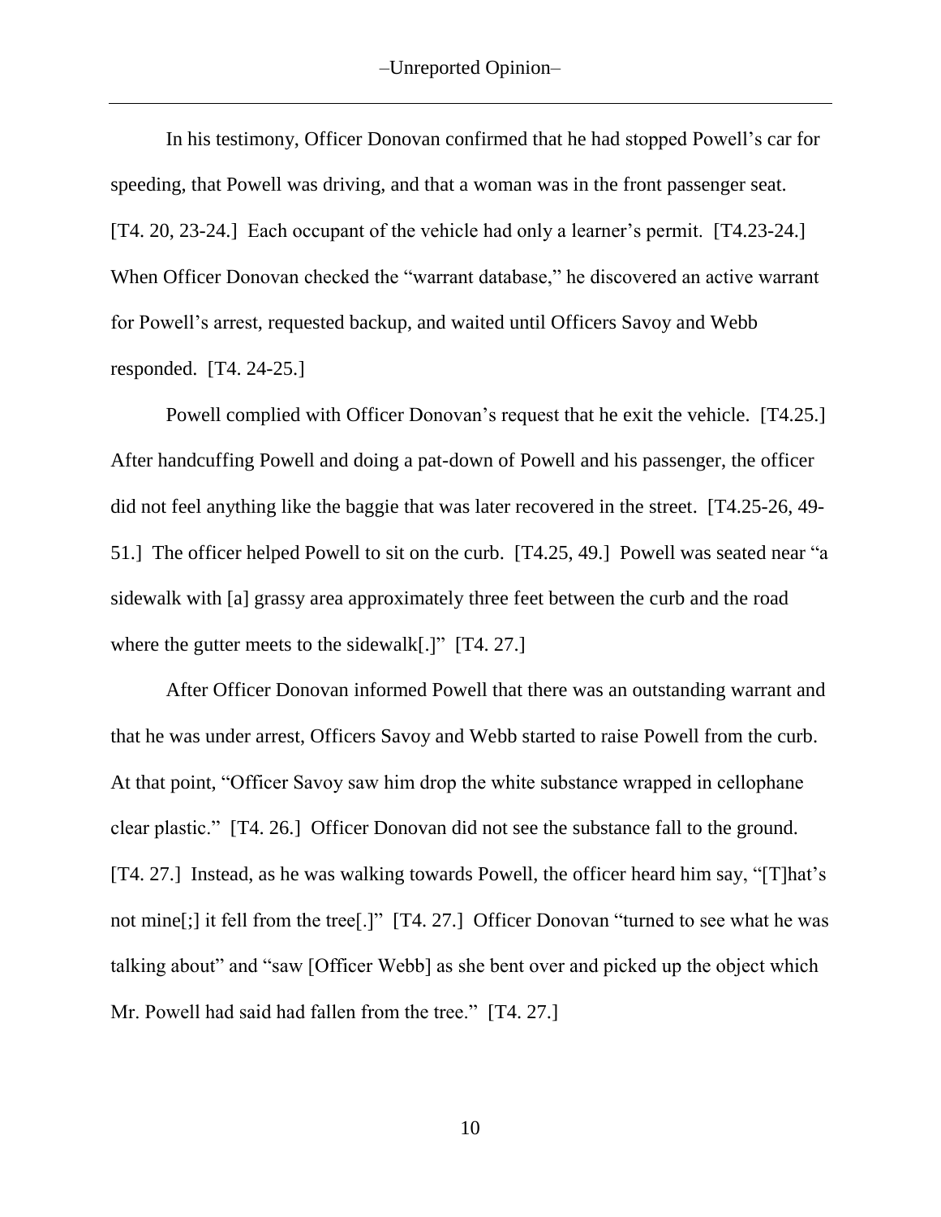In his testimony, Officer Donovan confirmed that he had stopped Powell's car for speeding, that Powell was driving, and that a woman was in the front passenger seat. [T4. 20, 23-24.] Each occupant of the vehicle had only a learner's permit. [T4.23-24.] When Officer Donovan checked the "warrant database," he discovered an active warrant for Powell's arrest, requested backup, and waited until Officers Savoy and Webb responded. [T4. 24-25.]

Powell complied with Officer Donovan's request that he exit the vehicle. [T4.25.] After handcuffing Powell and doing a pat-down of Powell and his passenger, the officer did not feel anything like the baggie that was later recovered in the street. [T4.25-26, 49-51.] The officer helped Powell to sit on the curb. [T4.25, 49.] Powell was seated near "a sidewalk with [a] grassy area approximately three feet between the curb and the road where the gutter meets to the sidewalk[.]" [T4. 27.]

After Officer Donovan informed Powell that there was an outstanding warrant and that he was under arrest, Officers Savoy and Webb started to raise Powell from the curb. At that point, "Officer Savoy saw him drop the white substance wrapped in cellophane clear plastic." [T4. 26.] Officer Donovan did not see the substance fall to the ground. [T4. 27.] Instead, as he was walking towards Powell, the officer heard him say, "[T]hat's not mine[;] it fell from the tree[.]" [T4. 27.] Officer Donovan "turned to see what he was talking about" and "saw [Officer Webb] as she bent over and picked up the object which Mr. Powell had said had fallen from the tree." [T4. 27.]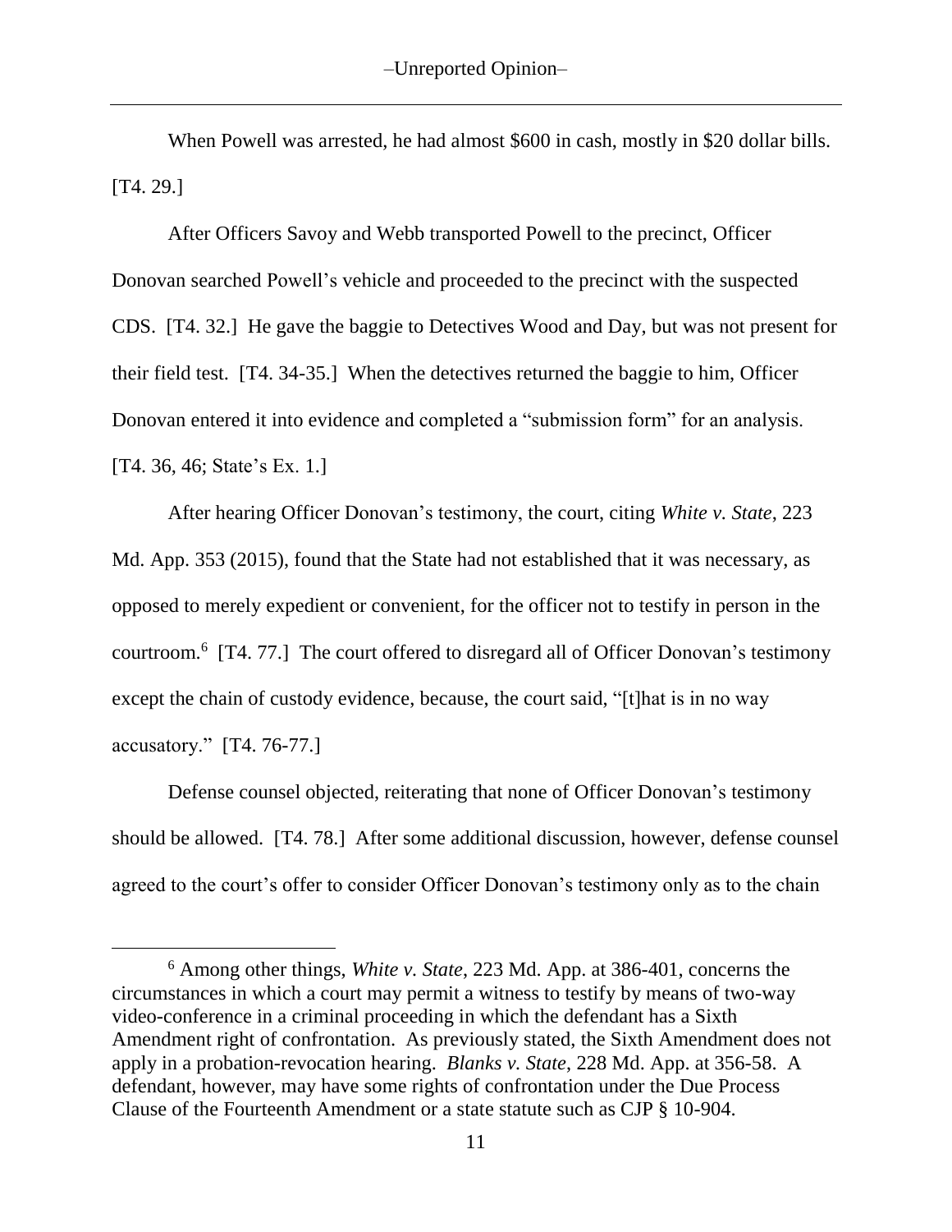When Powell was arrested, he had almost $600 in cash, mostly in $20 dollar bills. [T4. 29.]

After Officers Savoy and Webb transported Powell to the precinct, Officer Donovan searched Powell's vehicle and proceeded to the precinct with the suspected CDS. [T4. 32.] He gave the baggie to Detectives Wood and Day, but was not present for their field test. [T4. 34-35.] When the detectives returned the baggie to him, Officer Donovan entered it into evidence and completed a "submission form" for an analysis. [T4. 36, 46; State's Ex. 1.]

After hearing Officer Donovan's testimony, the court, citing *White v. State*, 223 Md. App. 353 (2015), found that the State had not established that it was necessary, as opposed to merely expedient or convenient, for the officer not to testify in person in the courtroom.[6] [T4. 77.] The court offered to disregard all of Officer Donovan's testimony except the chain of custody evidence, because, the court said, "[t]hat is in no way accusatory." [T4. 76-77.]

Defense counsel objected, reiterating that none of Officer Donovan's testimony should be allowed. [T4. 78.] After some additional discussion, however, defense counsel agreed to the court's offer to consider Officer Donovan's testimony only as to the chain

---

[6] Among other things, *White v. State*, 223 Md. App. at 386-401, concerns the circumstances in which a court may permit a witness to testify by means of two-way video-conference in a criminal proceeding in which the defendant has a Sixth Amendment right of confrontation. As previously stated, the Sixth Amendment does not apply in a probation-revocation hearing. *Blanks v. State*, 228 Md. App. at 356-58. A defendant, however, may have some rights of confrontation under the Due Process Clause of the Fourteenth Amendment or a state statute such as CJP § 10-904.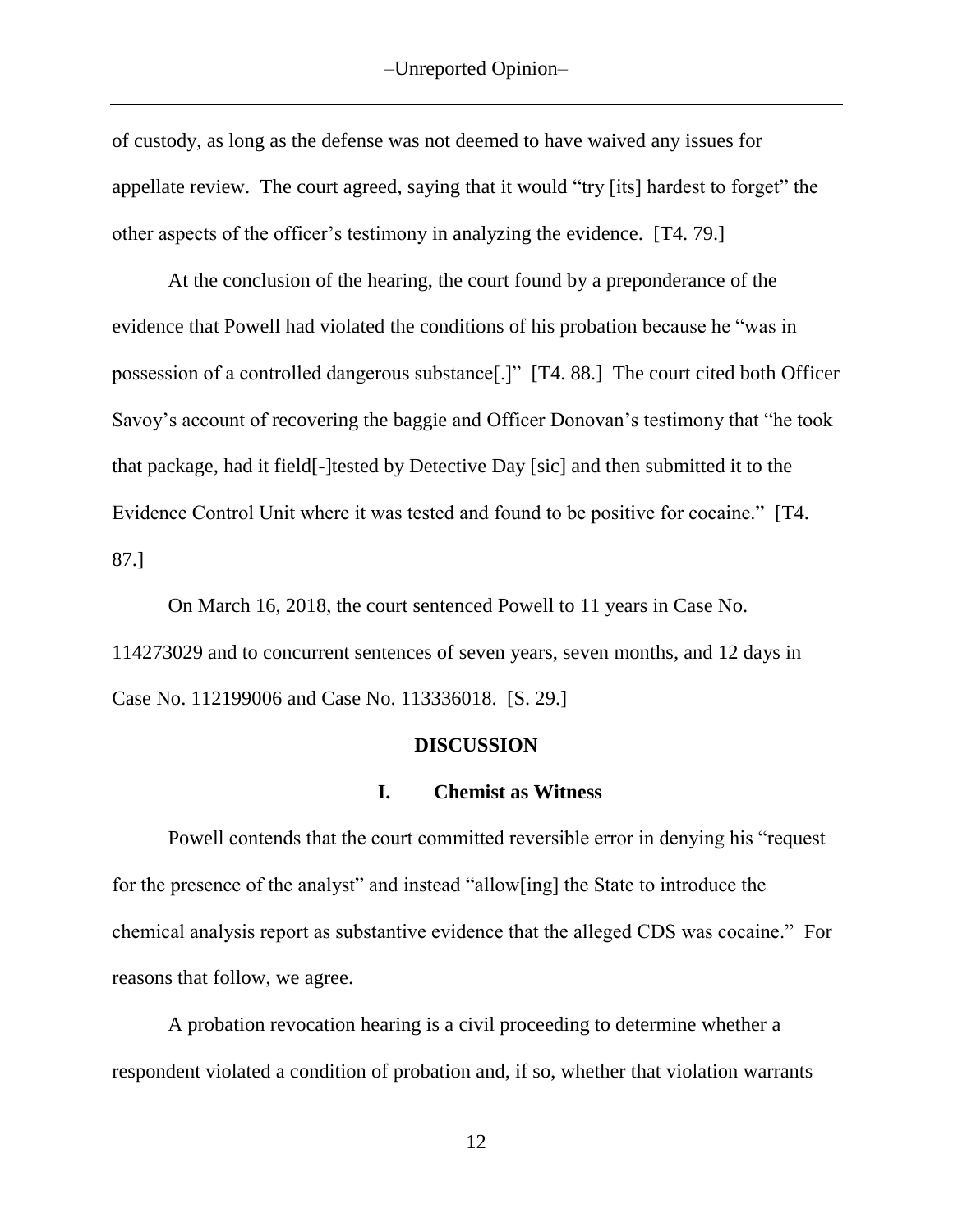of custody, as long as the defense was not deemed to have waived any issues for appellate review. The court agreed, saying that it would "try [its] hardest to forget" the other aspects of the officer's testimony in analyzing the evidence. [T4. 79.]

At the conclusion of the hearing, the court found by a preponderance of the evidence that Powell had violated the conditions of his probation because he "was in possession of a controlled dangerous substance[.]" [T4. 88.] The court cited both Officer Savoy's account of recovering the baggie and Officer Donovan's testimony that "he took that package, had it field[-]tested by Detective Day [sic] and then submitted it to the Evidence Control Unit where it was tested and found to be positive for cocaine." [T4. 87.]

On March 16, 2018, the court sentenced Powell to 11 years in Case No. 114273029 and to concurrent sentences of seven years, seven months, and 12 days in Case No. 112199006 and Case No. 113336018. [S. 29.]

## DISCUSSION

### I. Chemist as Witness

Powell contends that the court committed reversible error in denying his "request for the presence of the analyst" and instead "allow[ing] the State to introduce the chemical analysis report as substantive evidence that the alleged CDS was cocaine." For reasons that follow, we agree.

A probation revocation hearing is a civil proceeding to determine whether a respondent violated a condition of probation and, if so, whether that violation warrants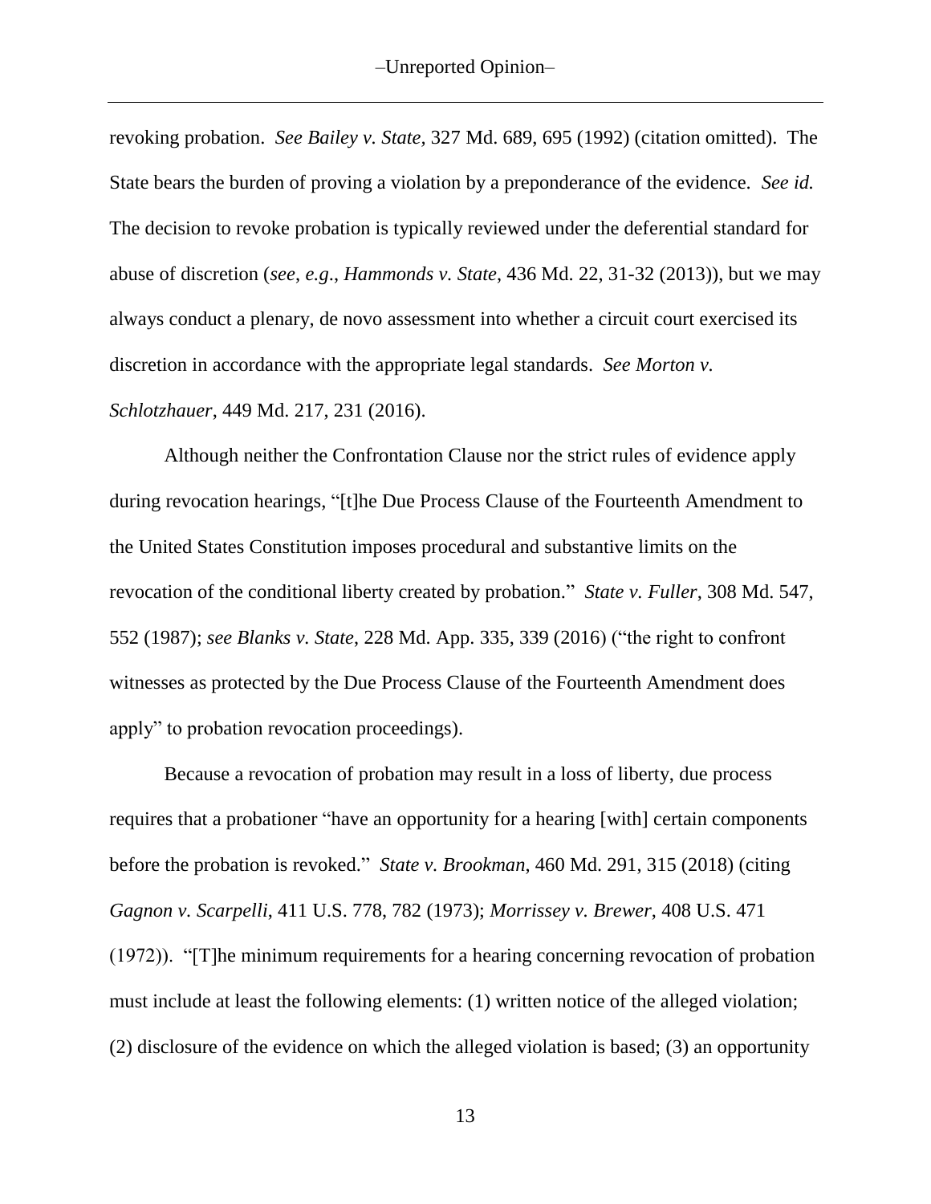revoking probation. *See Bailey v. State,* 327 Md. 689, 695 (1992) (citation omitted). The State bears the burden of proving a violation by a preponderance of the evidence. *See id.* The decision to revoke probation is typically reviewed under the deferential standard for abuse of discretion (*see*, *e.g*., *Hammonds v. State*, 436 Md. 22, 31-32 (2013)), but we may always conduct a plenary, de novo assessment into whether a circuit court exercised its discretion in accordance with the appropriate legal standards. *See Morton v. Schlotzhauer*, 449 Md. 217, 231 (2016).

Although neither the Confrontation Clause nor the strict rules of evidence apply during revocation hearings, "[t]he Due Process Clause of the Fourteenth Amendment to the United States Constitution imposes procedural and substantive limits on the revocation of the conditional liberty created by probation." *State v. Fuller*, 308 Md. 547, 552 (1987); *see Blanks v. State*, 228 Md. App. 335, 339 (2016) ("the right to confront witnesses as protected by the Due Process Clause of the Fourteenth Amendment does apply" to probation revocation proceedings).

Because a revocation of probation may result in a loss of liberty, due process requires that a probationer "have an opportunity for a hearing [with] certain components before the probation is revoked." *State v. Brookman*, 460 Md. 291, 315 (2018) (citing *Gagnon v. Scarpelli*, 411 U.S. 778, 782 (1973); *Morrissey v. Brewer*, 408 U.S. 471 (1972)). "[T]he minimum requirements for a hearing concerning revocation of probation must include at least the following elements: (1) written notice of the alleged violation; (2) disclosure of the evidence on which the alleged violation is based; (3) an opportunity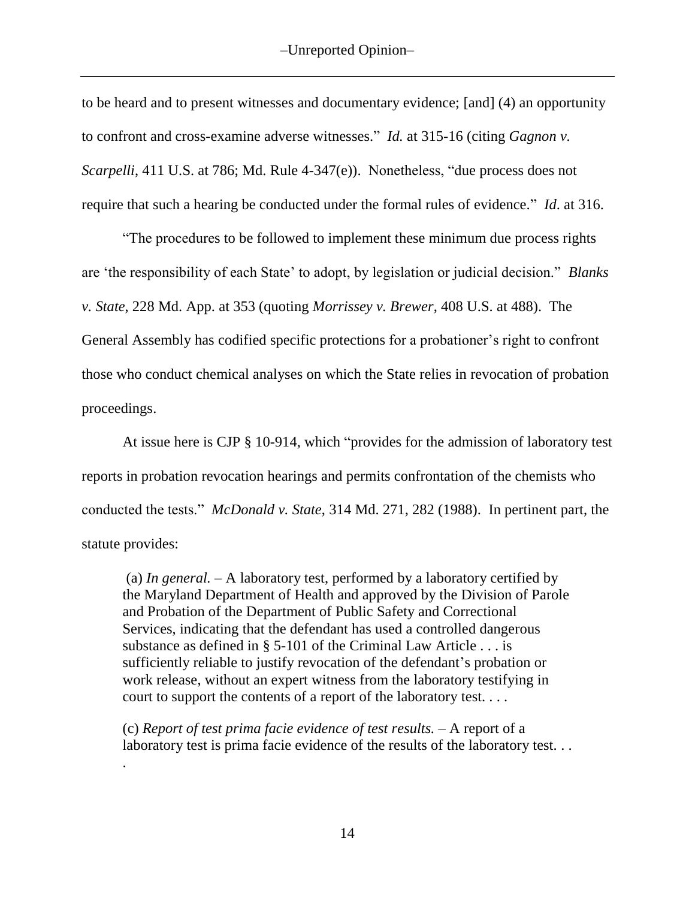to be heard and to present witnesses and documentary evidence; [and] (4) an opportunity to confront and cross-examine adverse witnesses." *Id.* at 315-16 (citing *Gagnon v. Scarpelli*, 411 U.S. at 786; Md. Rule 4-347(e)). Nonetheless, "due process does not require that such a hearing be conducted under the formal rules of evidence." *Id*. at 316.

"The procedures to be followed to implement these minimum due process rights are 'the responsibility of each State' to adopt, by legislation or judicial decision." *Blanks v. State*, 228 Md. App. at 353 (quoting *Morrissey v. Brewer*, 408 U.S. at 488). The General Assembly has codified specific protections for a probationer's right to confront those who conduct chemical analyses on which the State relies in revocation of probation proceedings.

At issue here is CJP § 10-914, which "provides for the admission of laboratory test reports in probation revocation hearings and permits confrontation of the chemists who conducted the tests." *McDonald v. State*, 314 Md. 271, 282 (1988). In pertinent part, the statute provides:

> (a) *In general.* – A laboratory test, performed by a laboratory certified by the Maryland Department of Health and approved by the Division of Parole and Probation of the Department of Public Safety and Correctional Services, indicating that the defendant has used a controlled dangerous substance as defined in § 5-101 of the Criminal Law Article . . . is sufficiently reliable to justify revocation of the defendant's probation or work release, without an expert witness from the laboratory testifying in court to support the contents of a report of the laboratory test. . . .
>
> (c) *Report of test prima facie evidence of test results.* – A report of a laboratory test is prima facie evidence of the results of the laboratory test. . . .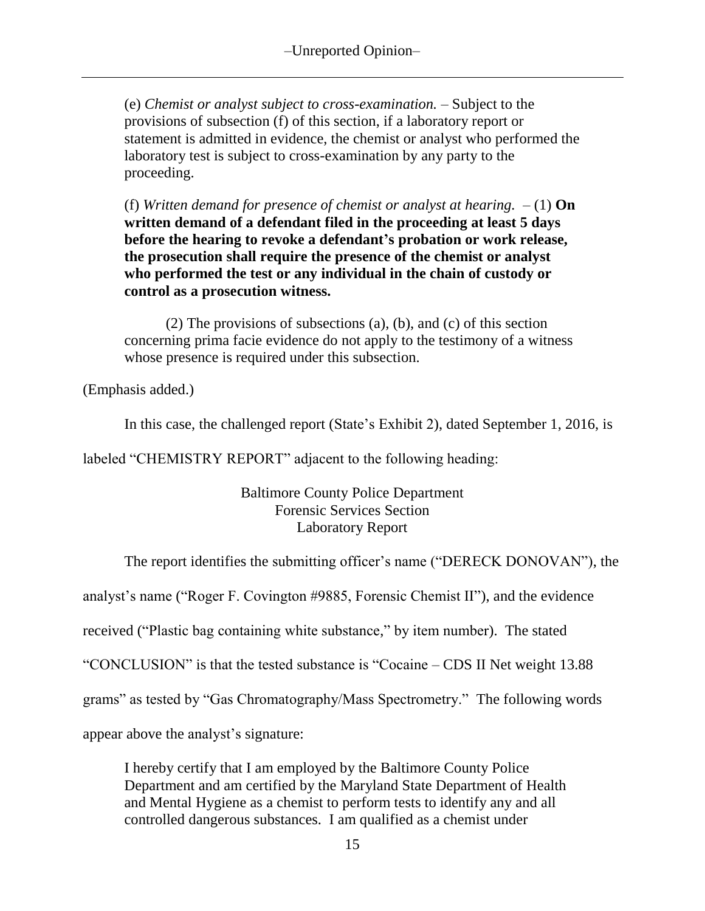> (e) *Chemist or analyst subject to cross-examination.* – Subject to the provisions of subsection (f) of this section, if a laboratory report or statement is admitted in evidence, the chemist or analyst who performed the laboratory test is subject to cross-examination by any party to the proceeding.
>
> (f) *Written demand for presence of chemist or analyst at hearing.* – (1) **On written demand of a defendant filed in the proceeding at least 5 days before the hearing to revoke a defendant's probation or work release, the prosecution shall require the presence of the chemist or analyst who performed the test or any individual in the chain of custody or control as a prosecution witness.**
>
> (2) The provisions of subsections (a), (b), and (c) of this section concerning prima facie evidence do not apply to the testimony of a witness whose presence is required under this subsection.

(Emphasis added.)

In this case, the challenged report (State's Exhibit 2), dated September 1, 2016, is labeled "CHEMISTRY REPORT" adjacent to the following heading:

> Baltimore County Police Department
> Forensic Services Section
> Laboratory Report

The report identifies the submitting officer's name ("DERECK DONOVAN"), the analyst's name ("Roger F. Covington #9885, Forensic Chemist II"), and the evidence received ("Plastic bag containing white substance," by item number). The stated "CONCLUSION" is that the tested substance is "Cocaine – CDS II Net weight 13.88 grams" as tested by "Gas Chromatography/Mass Spectrometry." The following words appear above the analyst's signature:

> I hereby certify that I am employed by the Baltimore County Police Department and am certified by the Maryland State Department of Health and Mental Hygiene as a chemist to perform tests to identify any and all controlled dangerous substances. I am qualified as a chemist under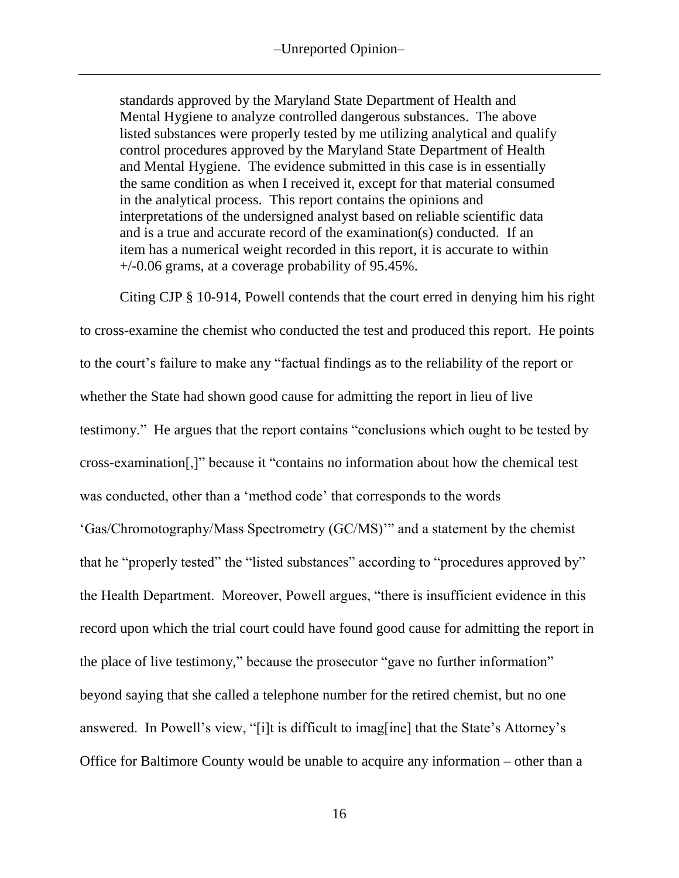> standards approved by the Maryland State Department of Health and Mental Hygiene to analyze controlled dangerous substances. The above listed substances were properly tested by me utilizing analytical and qualify control procedures approved by the Maryland State Department of Health and Mental Hygiene. The evidence submitted in this case is in essentially the same condition as when I received it, except for that material consumed in the analytical process. This report contains the opinions and interpretations of the undersigned analyst based on reliable scientific data and is a true and accurate record of the examination(s) conducted. If an item has a numerical weight recorded in this report, it is accurate to within +/-0.06 grams, at a coverage probability of 95.45%.

Citing CJP § 10-914, Powell contends that the court erred in denying him his right to cross-examine the chemist who conducted the test and produced this report. He points to the court's failure to make any "factual findings as to the reliability of the report or whether the State had shown good cause for admitting the report in lieu of live testimony." He argues that the report contains "conclusions which ought to be tested by cross-examination[,]" because it "contains no information about how the chemical test was conducted, other than a 'method code' that corresponds to the words 'Gas/Chromotography/Mass Spectrometry (GC/MS)'" and a statement by the chemist that he "properly tested" the "listed substances" according to "procedures approved by" the Health Department. Moreover, Powell argues, "there is insufficient evidence in this record upon which the trial court could have found good cause for admitting the report in the place of live testimony," because the prosecutor "gave no further information" beyond saying that she called a telephone number for the retired chemist, but no one answered. In Powell's view, "[i]t is difficult to imag[ine] that the State's Attorney's Office for Baltimore County would be unable to acquire any information – other than a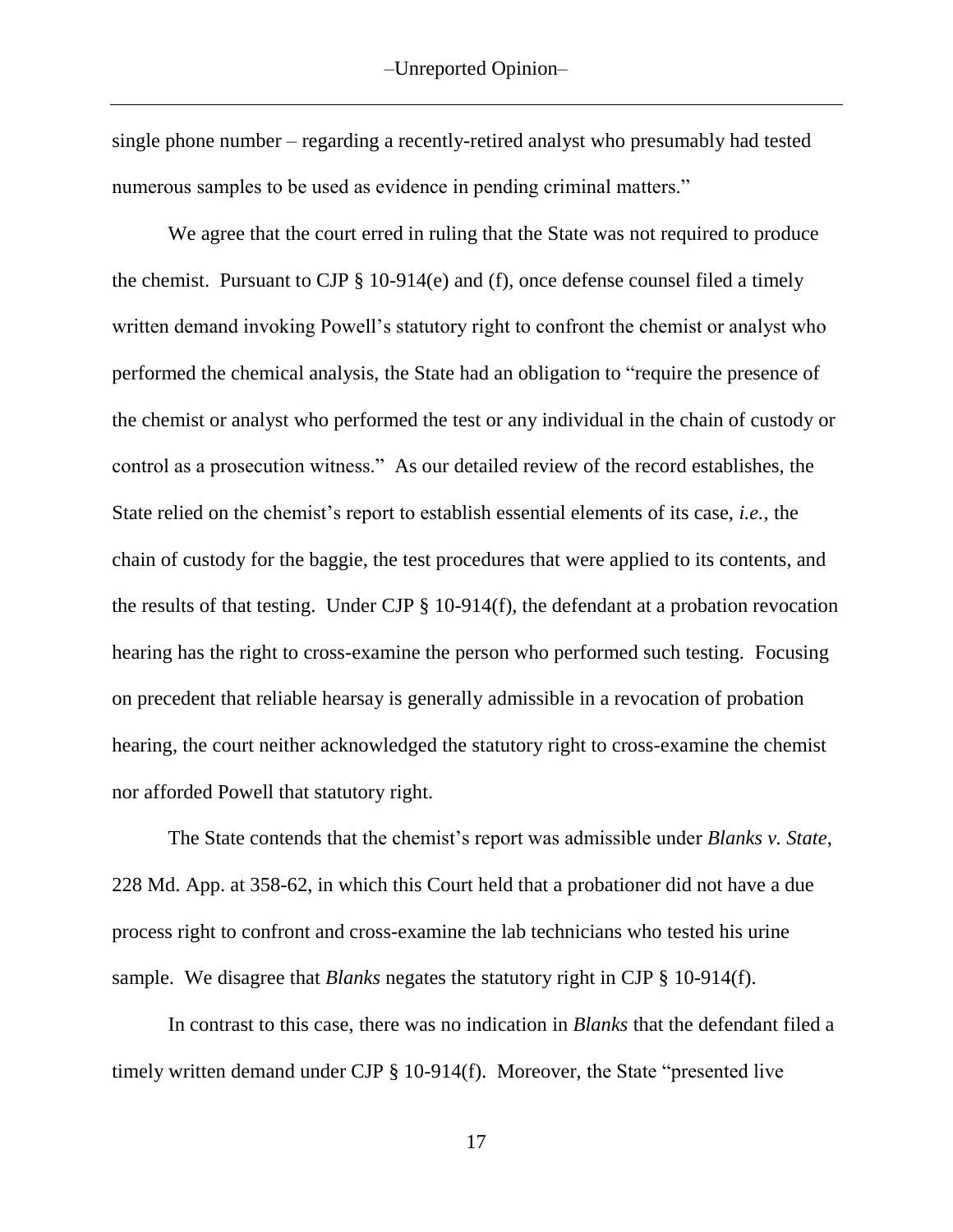single phone number – regarding a recently-retired analyst who presumably had tested numerous samples to be used as evidence in pending criminal matters."

We agree that the court erred in ruling that the State was not required to produce the chemist. Pursuant to CJP § 10-914(e) and (f), once defense counsel filed a timely written demand invoking Powell's statutory right to confront the chemist or analyst who performed the chemical analysis, the State had an obligation to "require the presence of the chemist or analyst who performed the test or any individual in the chain of custody or control as a prosecution witness." As our detailed review of the record establishes, the State relied on the chemist's report to establish essential elements of its case, *i.e.*, the chain of custody for the baggie, the test procedures that were applied to its contents, and the results of that testing. Under CJP § 10-914(f), the defendant at a probation revocation hearing has the right to cross-examine the person who performed such testing. Focusing on precedent that reliable hearsay is generally admissible in a revocation of probation hearing, the court neither acknowledged the statutory right to cross-examine the chemist nor afforded Powell that statutory right.

The State contends that the chemist's report was admissible under *Blanks v. State*, 228 Md. App. at 358-62, in which this Court held that a probationer did not have a due process right to confront and cross-examine the lab technicians who tested his urine sample. We disagree that *Blanks* negates the statutory right in CJP § 10-914(f).

In contrast to this case, there was no indication in *Blanks* that the defendant filed a timely written demand under CJP § 10-914(f). Moreover, the State "presented live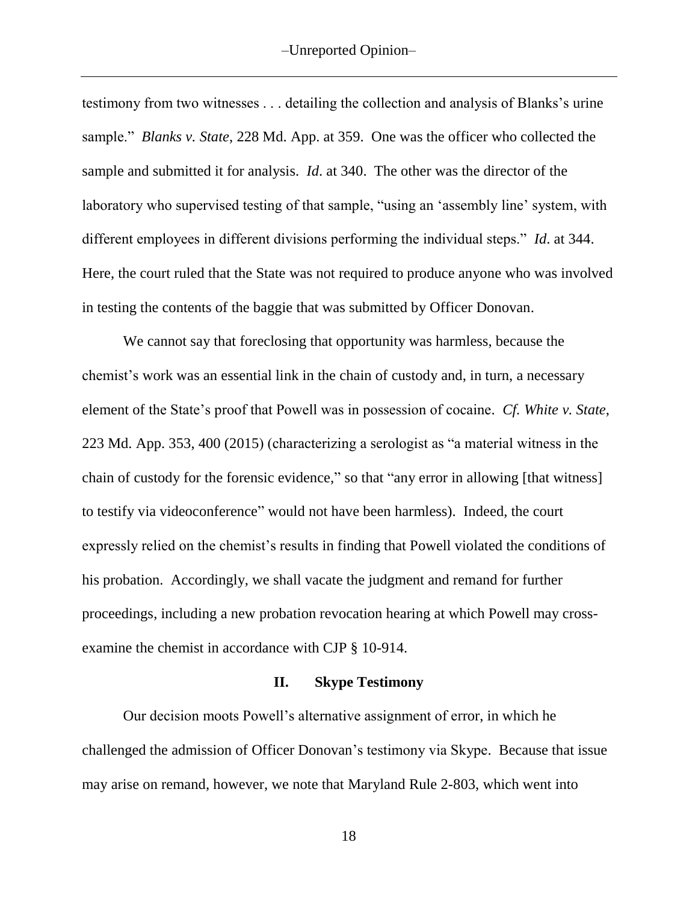testimony from two witnesses . . . detailing the collection and analysis of Blanks's urine sample." *Blanks v. State*, 228 Md. App. at 359. One was the officer who collected the sample and submitted it for analysis. *Id*. at 340. The other was the director of the laboratory who supervised testing of that sample, "using an 'assembly line' system, with different employees in different divisions performing the individual steps." *Id*. at 344. Here, the court ruled that the State was not required to produce anyone who was involved in testing the contents of the baggie that was submitted by Officer Donovan.

We cannot say that foreclosing that opportunity was harmless, because the chemist's work was an essential link in the chain of custody and, in turn, a necessary element of the State's proof that Powell was in possession of cocaine. *Cf. White v. State*, 223 Md. App. 353, 400 (2015) (characterizing a serologist as "a material witness in the chain of custody for the forensic evidence," so that "any error in allowing [that witness] to testify via videoconference" would not have been harmless). Indeed, the court expressly relied on the chemist's results in finding that Powell violated the conditions of his probation. Accordingly, we shall vacate the judgment and remand for further proceedings, including a new probation revocation hearing at which Powell may cross-examine the chemist in accordance with CJP § 10-914.

## II. Skype Testimony

Our decision moots Powell's alternative assignment of error, in which he challenged the admission of Officer Donovan's testimony via Skype. Because that issue may arise on remand, however, we note that Maryland Rule 2-803, which went into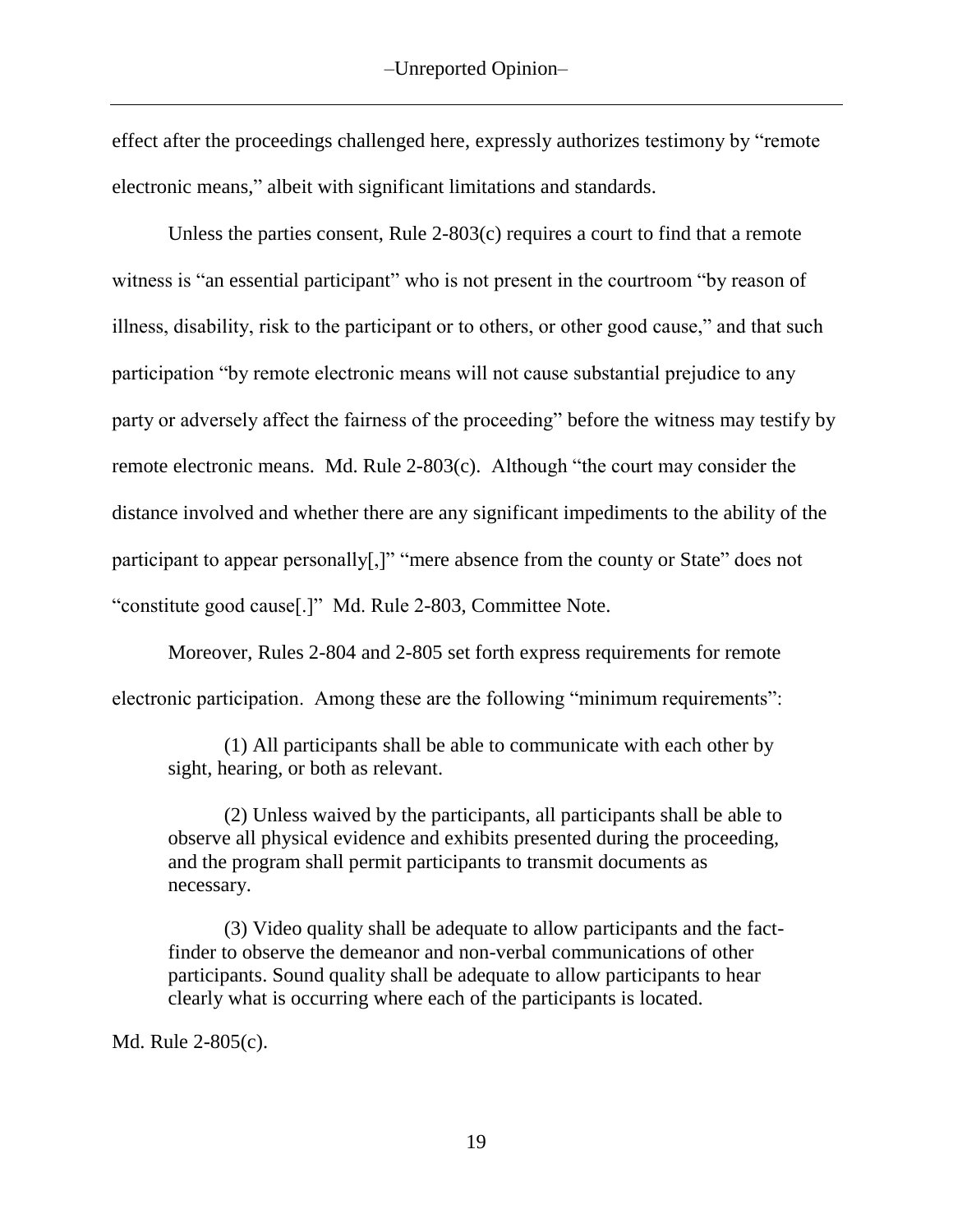effect after the proceedings challenged here, expressly authorizes testimony by "remote electronic means," albeit with significant limitations and standards.

Unless the parties consent, Rule 2-803(c) requires a court to find that a remote witness is "an essential participant" who is not present in the courtroom "by reason of illness, disability, risk to the participant or to others, or other good cause," and that such participation "by remote electronic means will not cause substantial prejudice to any party or adversely affect the fairness of the proceeding" before the witness may testify by remote electronic means. Md. Rule 2-803(c). Although "the court may consider the distance involved and whether there are any significant impediments to the ability of the participant to appear personally[,]" "mere absence from the county or State" does not "constitute good cause[.]" Md. Rule 2-803, Committee Note.

Moreover, Rules 2-804 and 2-805 set forth express requirements for remote electronic participation. Among these are the following "minimum requirements":

> (1) All participants shall be able to communicate with each other by sight, hearing, or both as relevant.
>
> (2) Unless waived by the participants, all participants shall be able to observe all physical evidence and exhibits presented during the proceeding, and the program shall permit participants to transmit documents as necessary.
>
> (3) Video quality shall be adequate to allow participants and the fact-finder to observe the demeanor and non-verbal communications of other participants. Sound quality shall be adequate to allow participants to hear clearly what is occurring where each of the participants is located.

Md. Rule 2-805(c).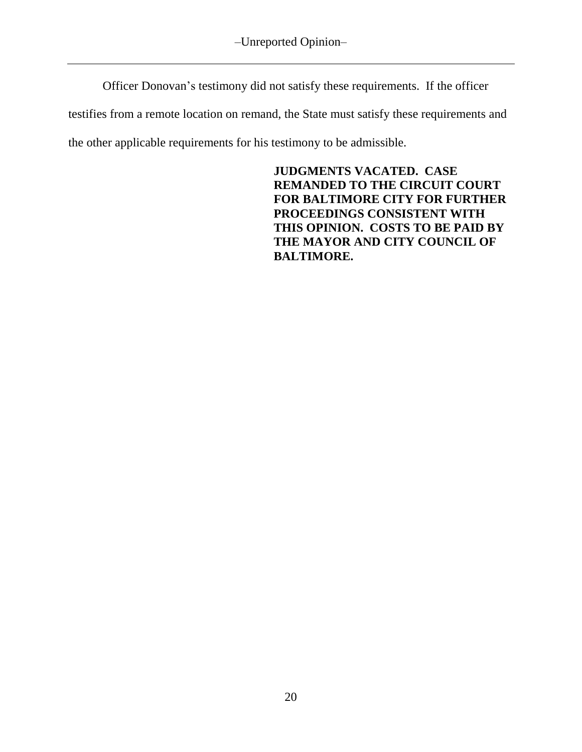Officer Donovan's testimony did not satisfy these requirements. If the officer testifies from a remote location on remand, the State must satisfy these requirements and the other applicable requirements for his testimony to be admissible.

**JUDGMENTS VACATED. CASE REMANDED TO THE CIRCUIT COURT FOR BALTIMORE CITY FOR FURTHER PROCEEDINGS CONSISTENT WITH THIS OPINION. COSTS TO BE PAID BY THE MAYOR AND CITY COUNCIL OF BALTIMORE.**